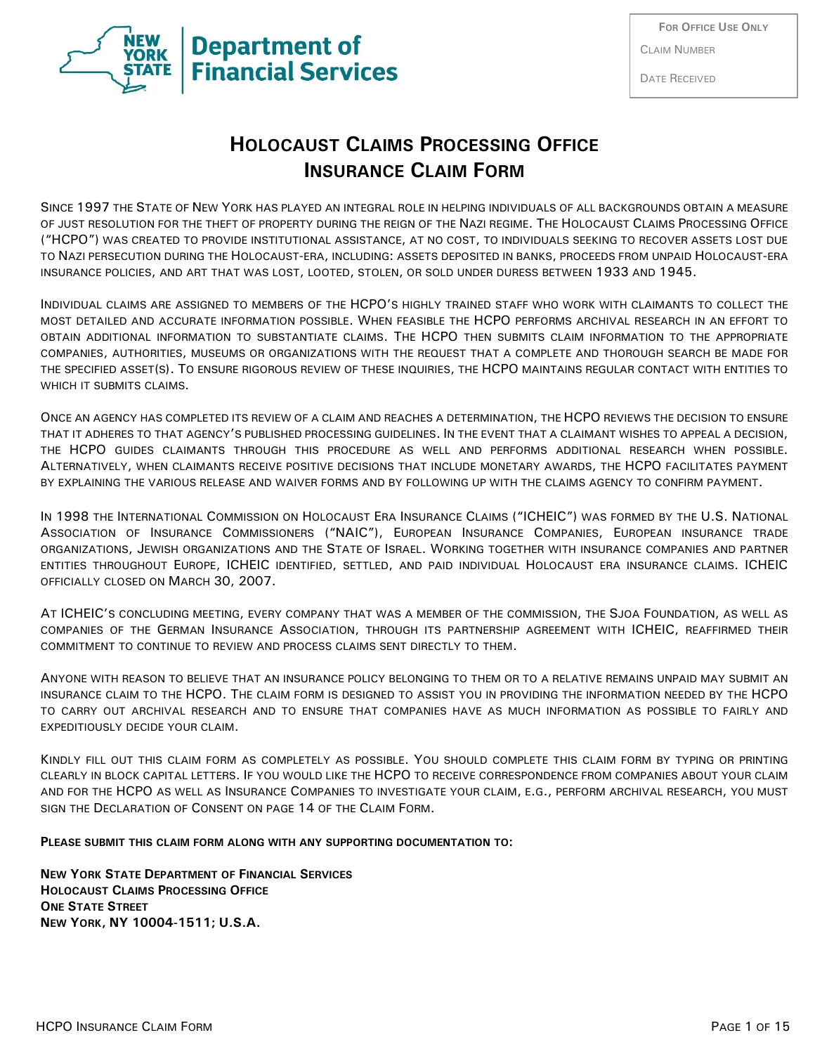New York State Department of Financial Services

| For Office Use Only |
| --- |
| Claim Number |
| Date Received |

# Holocaust Claims Processing Office
# Insurance Claim Form

Since 1997 the State of New York has played an integral role in helping individuals of all backgrounds obtain a measure of just resolution for the theft of property during the reign of the Nazi regime. The Holocaust Claims Processing Office ("HCPO") was created to provide institutional assistance, at no cost, to individuals seeking to recover assets lost due to Nazi persecution during the Holocaust-era, including: assets deposited in banks, proceeds from unpaid Holocaust-era insurance policies, and art that was lost, looted, stolen, or sold under duress between 1933 and 1945.

Individual claims are assigned to members of the HCPO's highly trained staff who work with claimants to collect the most detailed and accurate information possible. When feasible the HCPO performs archival research in an effort to obtain additional information to substantiate claims. The HCPO then submits claim information to the appropriate companies, authorities, museums or organizations with the request that a complete and thorough search be made for the specified asset(s). To ensure rigorous review of these inquiries, the HCPO maintains regular contact with entities to which it submits claims.

Once an agency has completed its review of a claim and reaches a determination, the HCPO reviews the decision to ensure that it adheres to that agency's published processing guidelines. In the event that a claimant wishes to appeal a decision, the HCPO guides claimants through this procedure as well and performs additional research when possible. Alternatively, when claimants receive positive decisions that include monetary awards, the HCPO facilitates payment by explaining the various release and waiver forms and by following up with the claims agency to confirm payment.

In 1998 the International Commission on Holocaust Era Insurance Claims ("ICHEIC") was formed by the U.S. National Association of Insurance Commissioners ("NAIC"), European Insurance Companies, European insurance trade organizations, Jewish organizations and the State of Israel. Working together with insurance companies and partner entities throughout Europe, ICHEIC identified, settled, and paid individual Holocaust era insurance claims. ICHEIC officially closed on March 30, 2007.

At ICHEIC's concluding meeting, every company that was a member of the commission, the Sjoa Foundation, as well as companies of the German Insurance Association, through its partnership agreement with ICHEIC, reaffirmed their commitment to continue to review and process claims sent directly to them.

Anyone with reason to believe that an insurance policy belonging to them or to a relative remains unpaid may submit an insurance claim to the HCPO. The claim form is designed to assist you in providing the information needed by the HCPO to carry out archival research and to ensure that companies have as much information as possible to fairly and expeditiously decide your claim.

Kindly fill out this claim form as completely as possible. You should complete this claim form by typing or printing clearly in block capital letters. If you would like the HCPO to receive correspondence from companies about your claim and for the HCPO as well as Insurance Companies to investigate your claim, e.g., perform archival research, you must sign the Declaration of Consent on page 14 of the Claim Form.

**Please submit this claim form along with any supporting documentation to:**

**New York State Department of Financial Services**
**Holocaust Claims Processing Office**
**One State Street**
**New York, NY 10004-1511; U.S.A.**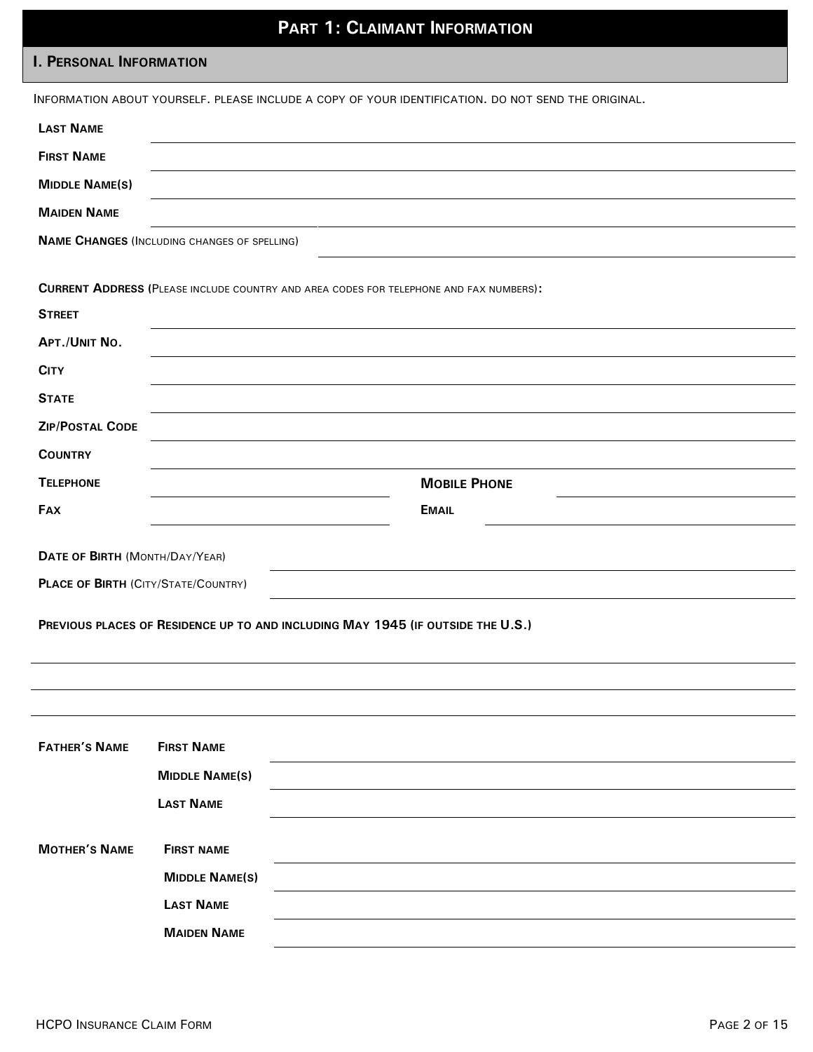# Part 1: Claimant Information

## I. Personal Information

Information about yourself. Please include a copy of your identification. Do not send the original.

**Last Name** \_\_\_\_\_\_\_\_\_\_\_\_\_\_\_\_\_\_\_\_

**First Name** \_\_\_\_\_\_\_\_\_\_\_\_\_\_\_\_\_\_\_\_

**Middle Name(s)** \_\_\_\_\_\_\_\_\_\_\_\_\_\_\_\_\_\_\_\_

**Maiden Name** \_\_\_\_\_\_\_\_\_\_\_\_\_\_\_\_\_\_\_\_

**Name Changes** (Including changes of spelling) \_\_\_\_\_\_\_\_\_\_\_\_\_\_\_\_\_\_\_\_

**Current Address** (Please include country and area codes for telephone and fax numbers)**:**

**Street** \_\_\_\_\_\_\_\_\_\_\_\_\_\_\_\_\_\_\_\_

**Apt./Unit No.** \_\_\_\_\_\_\_\_\_\_\_\_\_\_\_\_\_\_\_\_

**City** \_\_\_\_\_\_\_\_\_\_\_\_\_\_\_\_\_\_\_\_

**State** \_\_\_\_\_\_\_\_\_\_\_\_\_\_\_\_\_\_\_\_

**Zip/Postal Code** \_\_\_\_\_\_\_\_\_\_\_\_\_\_\_\_\_\_\_\_

**Country** \_\_\_\_\_\_\_\_\_\_\_\_\_\_\_\_\_\_\_\_

**Telephone** \_\_\_\_\_\_\_\_\_\_\_\_\_\_\_\_\_\_\_\_ **Mobile Phone** \_\_\_\_\_\_\_\_\_\_\_\_\_\_\_\_\_\_\_\_

**Fax** \_\_\_\_\_\_\_\_\_\_\_\_\_\_\_\_\_\_\_\_ **Email** \_\_\_\_\_\_\_\_\_\_\_\_\_\_\_\_\_\_\_\_

**Date of Birth** (Month/Day/Year) \_\_\_\_\_\_\_\_\_\_\_\_\_\_\_\_\_\_\_\_

**Place of Birth** (City/State/Country) \_\_\_\_\_\_\_\_\_\_\_\_\_\_\_\_\_\_\_\_

**Previous places of Residence up to and including May 1945 (if outside the U.S.)**

\_\_\_\_\_\_\_\_\_\_\_\_\_\_\_\_\_\_\_\_

\_\_\_\_\_\_\_\_\_\_\_\_\_\_\_\_\_\_\_\_

\_\_\_\_\_\_\_\_\_\_\_\_\_\_\_\_\_\_\_\_

**Father's Name**

**First Name** \_\_\_\_\_\_\_\_\_\_\_\_\_\_\_\_\_\_\_\_

**Middle Name(s)** \_\_\_\_\_\_\_\_\_\_\_\_\_\_\_\_\_\_\_\_

**Last Name** \_\_\_\_\_\_\_\_\_\_\_\_\_\_\_\_\_\_\_\_

**Mother's Name**

**First name** \_\_\_\_\_\_\_\_\_\_\_\_\_\_\_\_\_\_\_\_

**Middle Name(s)** \_\_\_\_\_\_\_\_\_\_\_\_\_\_\_\_\_\_\_\_

**Last Name** \_\_\_\_\_\_\_\_\_\_\_\_\_\_\_\_\_\_\_\_

**Maiden Name** \_\_\_\_\_\_\_\_\_\_\_\_\_\_\_\_\_\_\_\_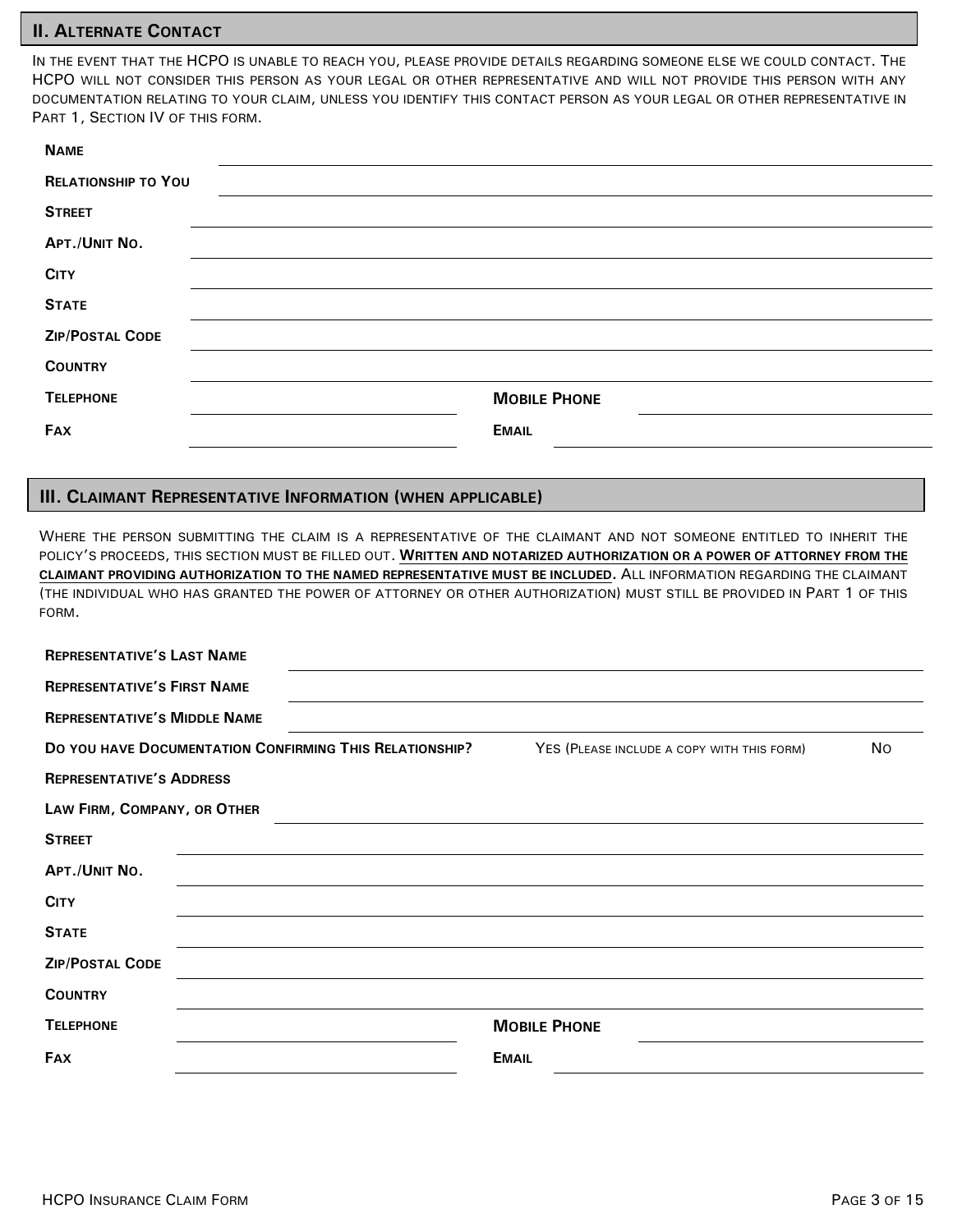## II. Alternate Contact

In the event that the HCPO is unable to reach you, please provide details regarding someone else we could contact. The HCPO will not consider this person as your legal or other representative and will not provide this person with any documentation relating to your claim, unless you identify this contact person as your legal or other representative in Part 1, Section IV of this form.

**Name** ______________________________

**Relationship to You** ______________________________

**Street** ______________________________

**Apt./Unit No.** ______________________________

**City** ______________________________

**State** ______________________________

**Zip/Postal Code** ______________________________

**Country** ______________________________

**Telephone** ______________________________ **Mobile Phone** ______________________________

**Fax** ______________________________ **Email** ______________________________

## III. Claimant Representative Information (when applicable)

Where the person submitting the claim is a representative of the claimant and not someone entitled to inherit the policy's proceeds, this section must be filled out. **<u>Written and notarized authorization or a power of attorney from the claimant providing authorization to the named representative must be included</u>.** All information regarding the claimant (the individual who has granted the power of attorney or other authorization) must still be provided in Part 1 of this form.

**Representative's Last Name** ______________________________

**Representative's First Name** ______________________________

**Representative's Middle Name** ______________________________

**Do you have Documentation Confirming This Relationship?** Yes (Please include a copy with this form) No

**Representative's Address**

**Law Firm, Company, or Other** ______________________________

**Street** ______________________________

**Apt./Unit No.** ______________________________

**City** ______________________________

**State** ______________________________

**Zip/Postal Code** ______________________________

**Country** ______________________________

**Telephone** ______________________________ **Mobile Phone** ______________________________

**Fax** ______________________________ **Email** ______________________________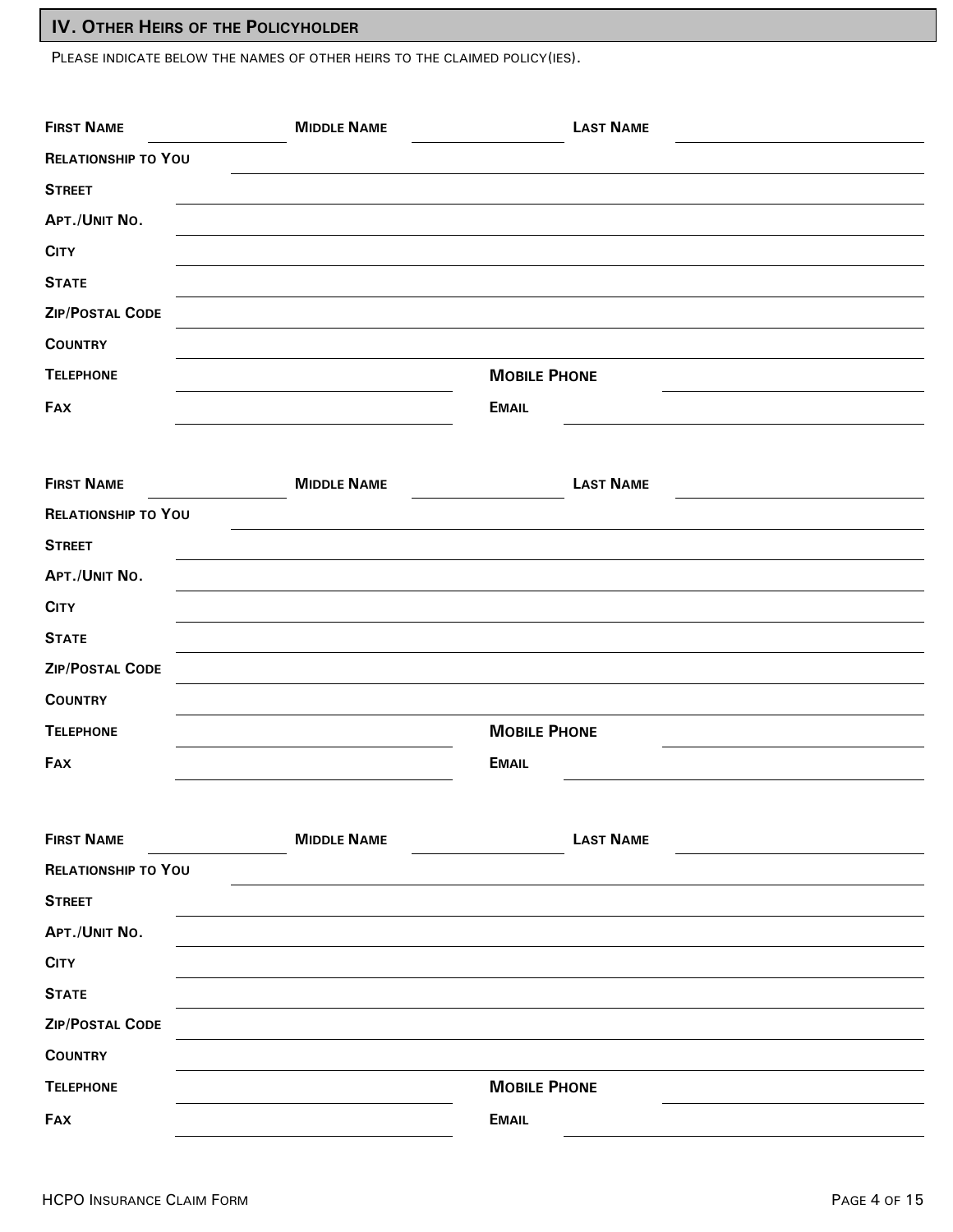## IV. Other Heirs of the Policyholder

Please indicate below the names of other heirs to the claimed policy(ies).

**First Name** ____________ **Middle Name** ____________ **Last Name** ____________

**Relationship to You** ____________

**Street** ____________

**Apt./Unit No.** ____________

**City** ____________

**State** ____________

**Zip/Postal Code** ____________

**Country** ____________

**Telephone** ____________ **Mobile Phone** ____________

**Fax** ____________ **Email** ____________

**First Name** ____________ **Middle Name** ____________ **Last Name** ____________

**Relationship to You** ____________

**Street** ____________

**Apt./Unit No.** ____________

**City** ____________

**State** ____________

**Zip/Postal Code** ____________

**Country** ____________

**Telephone** ____________ **Mobile Phone** ____________

**Fax** ____________ **Email** ____________

**First Name** ____________ **Middle Name** ____________ **Last Name** ____________

**Relationship to You** ____________

**Street** ____________

**Apt./Unit No.** ____________

**City** ____________

**State** ____________

**Zip/Postal Code** ____________

**Country** ____________

**Telephone** ____________ **Mobile Phone** ____________

**Fax** ____________ **Email** ____________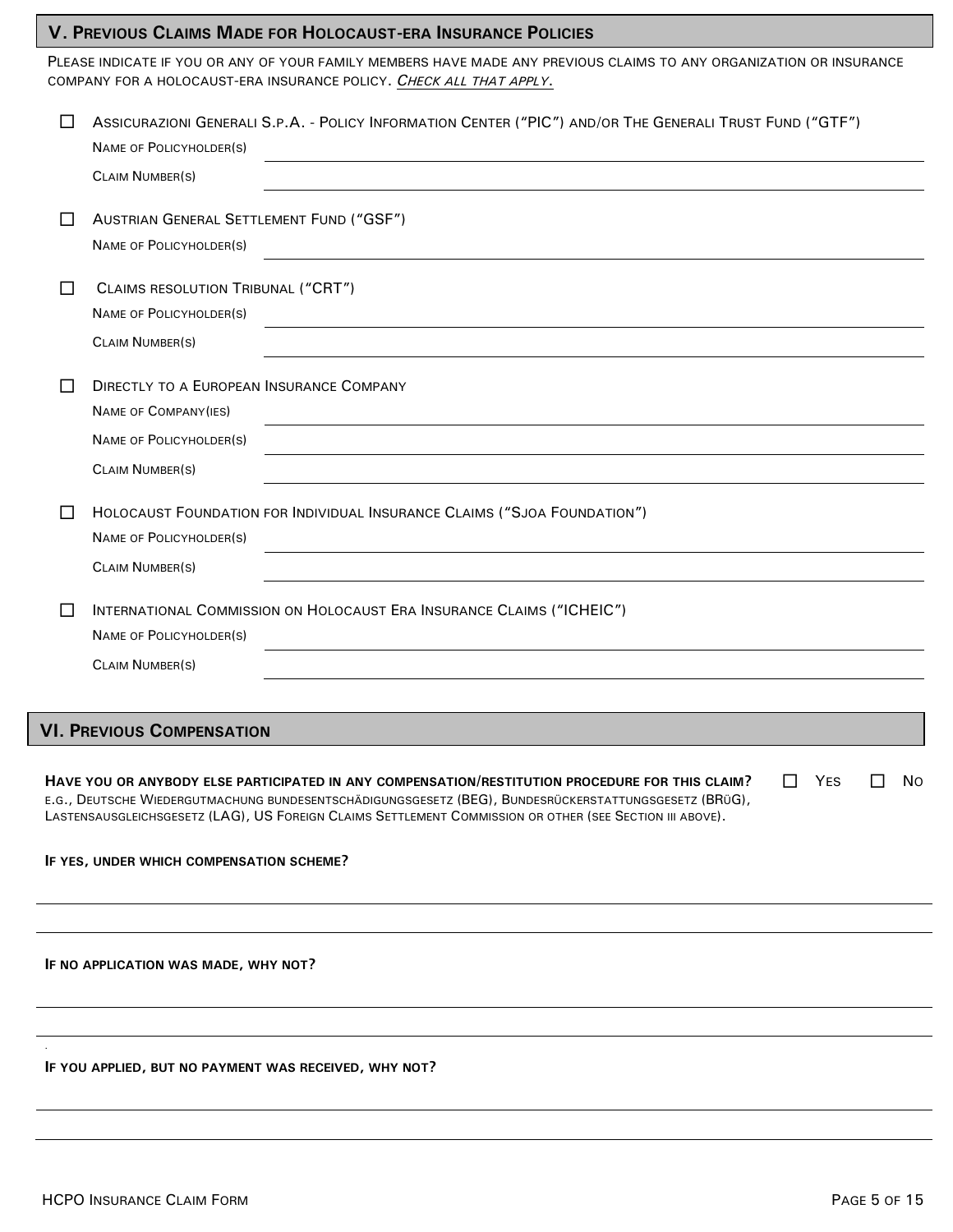## V. Previous Claims Made for Holocaust-era Insurance Policies

Please indicate if you or any of your family members have made any previous claims to any organization or insurance company for a holocaust-era insurance policy. *Check all that apply.*

☐ Assicurazioni Generali S.p.A. - Policy Information Center ("PIC") and/or The Generali Trust Fund ("GTF")

Name of Policyholder(s) ______________________________

Claim Number(s) ______________________________

☐ Austrian General Settlement Fund ("GSF")

Name of Policyholder(s) ______________________________

☐ Claims resolution Tribunal ("CRT")

Name of Policyholder(s) ______________________________

Claim Number(s) ______________________________

☐ Directly to a European Insurance Company

Name of Company(ies) ______________________________

Name of Policyholder(s) ______________________________

Claim Number(s) ______________________________

☐ Holocaust Foundation for Individual Insurance Claims ("Sjoa Foundation")

Name of Policyholder(s) ______________________________

Claim Number(s) ______________________________

☐ International Commission on Holocaust Era Insurance Claims ("ICHEIC")

Name of Policyholder(s) ______________________________

Claim Number(s) ______________________________

## VI. Previous Compensation

**Have you or anybody else participated in any compensation/restitution procedure for this claim?** ☐ Yes ☐ No

e.g., Deutsche Wiedergutmachung Bundesentschädigungsgesetz (BEG), Bundesrückerstattungsgesetz (BRüG), Lastensausgleichsgesetz (LAG), US Foreign Claims Settlement Commission or other (see Section III above).

**If yes, under which compensation scheme?**

______________________________

______________________________

**If no application was made, why not?**

______________________________

______________________________

**If you applied, but no payment was received, why not?**

______________________________

______________________________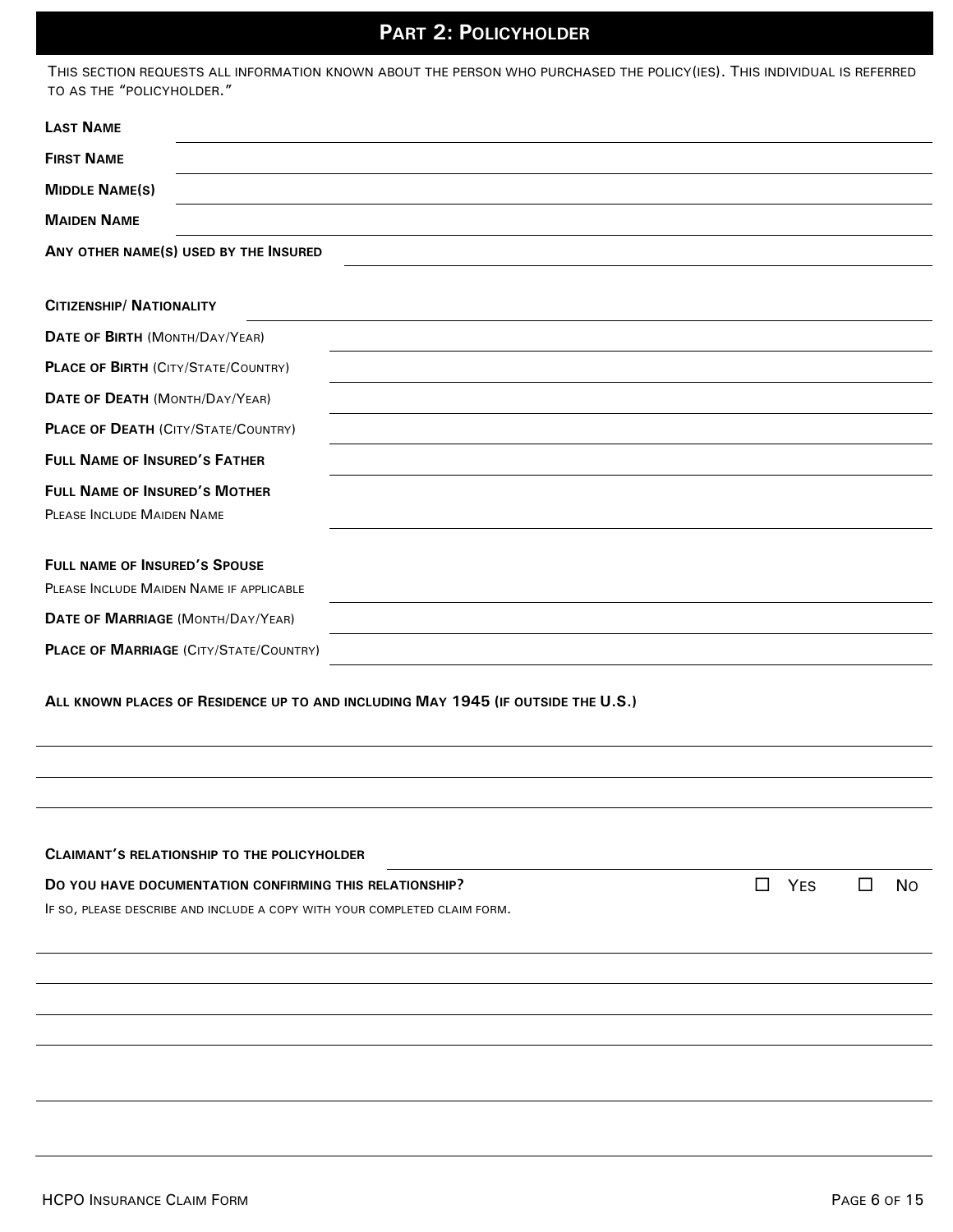## PART 2: POLICYHOLDER

THIS SECTION REQUESTS ALL INFORMATION KNOWN ABOUT THE PERSON WHO PURCHASED THE POLICY(IES). THIS INDIVIDUAL IS REFERRED TO AS THE "POLICYHOLDER."

**LAST NAME** ______________________________

**FIRST NAME** ______________________________

**MIDDLE NAME(S)** ______________________________

**MAIDEN NAME** ______________________________

**ANY OTHER NAME(S) USED BY THE INSURED** ______________________________

**CITIZENSHIP/ NATIONALITY** ______________________________

**DATE OF BIRTH** (MONTH/DAY/YEAR) ______________________________

**PLACE OF BIRTH** (CITY/STATE/COUNTRY) ______________________________

**DATE OF DEATH** (MONTH/DAY/YEAR) ______________________________

**PLACE OF DEATH** (CITY/STATE/COUNTRY) ______________________________

**FULL NAME OF INSURED'S FATHER** ______________________________

**FULL NAME OF INSURED'S MOTHER**
PLEASE INCLUDE MAIDEN NAME ______________________________

**FULL NAME OF INSURED'S SPOUSE**
PLEASE INCLUDE MAIDEN NAME IF APPLICABLE ______________________________

**DATE OF MARRIAGE** (MONTH/DAY/YEAR) ______________________________

**PLACE OF MARRIAGE** (CITY/STATE/COUNTRY) ______________________________

**ALL KNOWN PLACES OF RESIDENCE UP TO AND INCLUDING MAY 1945 (IF OUTSIDE THE U.S.)**

______________________________

______________________________

______________________________

**CLAIMANT'S RELATIONSHIP TO THE POLICYHOLDER** ______________________________

**DO YOU HAVE DOCUMENTATION CONFIRMING THIS RELATIONSHIP?** ☐ YES ☐ NO

IF SO, PLEASE DESCRIBE AND INCLUDE A COPY WITH YOUR COMPLETED CLAIM FORM.

______________________________

______________________________

______________________________

______________________________

______________________________

______________________________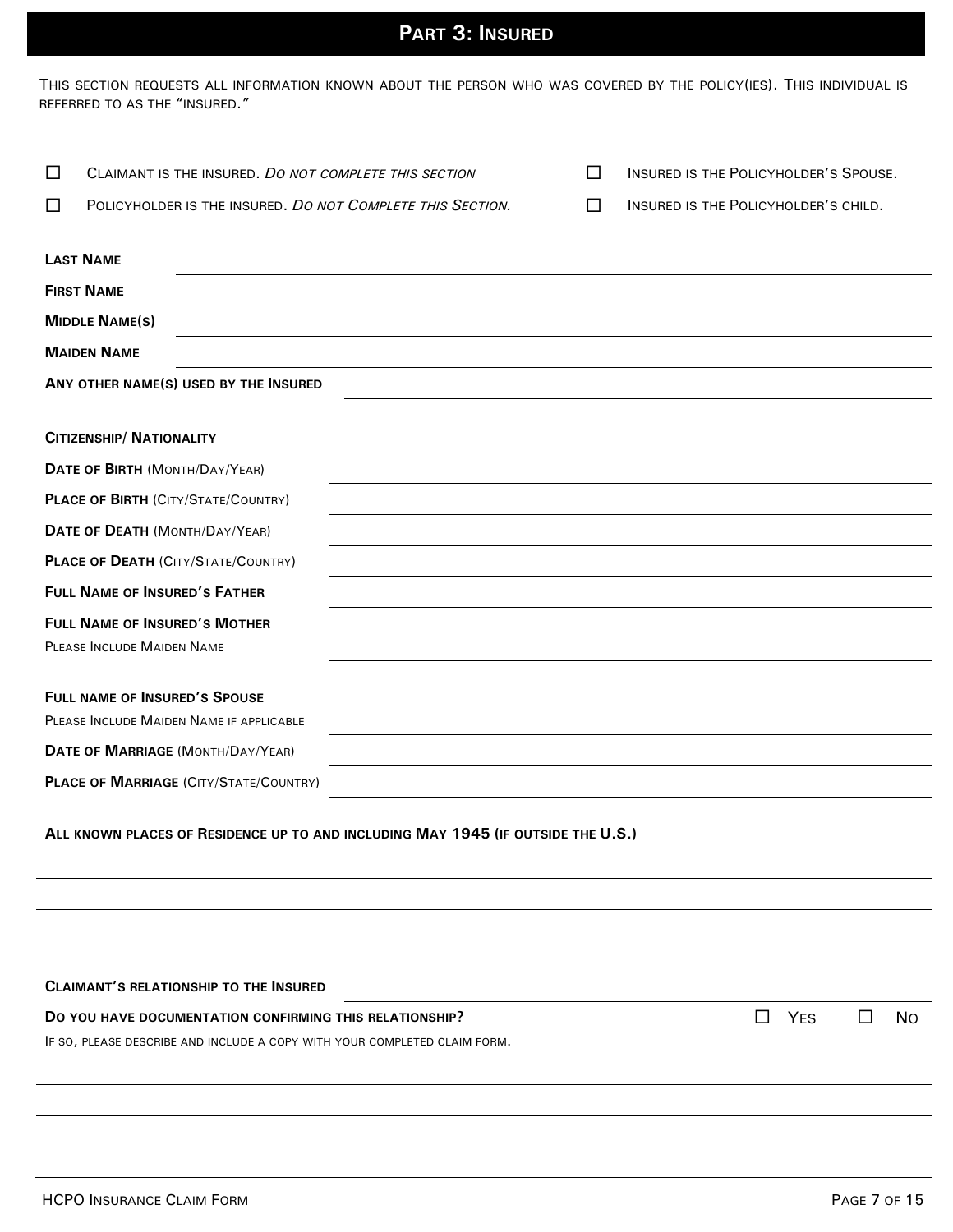# PART 3: INSURED

THIS SECTION REQUESTS ALL INFORMATION KNOWN ABOUT THE PERSON WHO WAS COVERED BY THE POLICY(IES). THIS INDIVIDUAL IS REFERRED TO AS THE "INSURED."

☐ CLAIMANT IS THE INSURED. *DO NOT COMPLETE THIS SECTION*

☐ POLICYHOLDER IS THE INSURED. *DO NOT COMPLETE THIS SECTION.*

☐ INSURED IS THE POLICYHOLDER'S SPOUSE.

☐ INSURED IS THE POLICYHOLDER'S CHILD.

**LAST NAME** \_\_\_\_\_\_\_\_\_\_\_\_\_\_\_\_\_\_\_\_\_\_\_\_\_\_\_\_\_\_

**FIRST NAME** \_\_\_\_\_\_\_\_\_\_\_\_\_\_\_\_\_\_\_\_\_\_\_\_\_\_\_\_\_\_

**MIDDLE NAME(S)** \_\_\_\_\_\_\_\_\_\_\_\_\_\_\_\_\_\_\_\_\_\_\_\_\_\_\_\_\_\_

**MAIDEN NAME** \_\_\_\_\_\_\_\_\_\_\_\_\_\_\_\_\_\_\_\_\_\_\_\_\_\_\_\_\_\_

**ANY OTHER NAME(S) USED BY THE INSURED** \_\_\_\_\_\_\_\_\_\_\_\_\_\_\_\_\_\_\_\_\_\_\_\_\_\_\_\_\_\_

**CITIZENSHIP/ NATIONALITY** \_\_\_\_\_\_\_\_\_\_\_\_\_\_\_\_\_\_\_\_\_\_\_\_\_\_\_\_\_\_

**DATE OF BIRTH** (MONTH/DAY/YEAR) \_\_\_\_\_\_\_\_\_\_\_\_\_\_\_\_\_\_\_\_\_\_\_\_\_\_\_\_\_\_

**PLACE OF BIRTH** (CITY/STATE/COUNTRY) \_\_\_\_\_\_\_\_\_\_\_\_\_\_\_\_\_\_\_\_\_\_\_\_\_\_\_\_\_\_

**DATE OF DEATH** (MONTH/DAY/YEAR) \_\_\_\_\_\_\_\_\_\_\_\_\_\_\_\_\_\_\_\_\_\_\_\_\_\_\_\_\_\_

**PLACE OF DEATH** (CITY/STATE/COUNTRY) \_\_\_\_\_\_\_\_\_\_\_\_\_\_\_\_\_\_\_\_\_\_\_\_\_\_\_\_\_\_

**FULL NAME OF INSURED'S FATHER** \_\_\_\_\_\_\_\_\_\_\_\_\_\_\_\_\_\_\_\_\_\_\_\_\_\_\_\_\_\_

**FULL NAME OF INSURED'S MOTHER**
PLEASE INCLUDE MAIDEN NAME \_\_\_\_\_\_\_\_\_\_\_\_\_\_\_\_\_\_\_\_\_\_\_\_\_\_\_\_\_\_

**FULL NAME OF INSURED'S SPOUSE**
PLEASE INCLUDE MAIDEN NAME IF APPLICABLE \_\_\_\_\_\_\_\_\_\_\_\_\_\_\_\_\_\_\_\_\_\_\_\_\_\_\_\_\_\_

**DATE OF MARRIAGE** (MONTH/DAY/YEAR) \_\_\_\_\_\_\_\_\_\_\_\_\_\_\_\_\_\_\_\_\_\_\_\_\_\_\_\_\_\_

**PLACE OF MARRIAGE** (CITY/STATE/COUNTRY) \_\_\_\_\_\_\_\_\_\_\_\_\_\_\_\_\_\_\_\_\_\_\_\_\_\_\_\_\_\_

**ALL KNOWN PLACES OF RESIDENCE UP TO AND INCLUDING MAY 1945 (IF OUTSIDE THE U.S.)**

\_\_\_\_\_\_\_\_\_\_\_\_\_\_\_\_\_\_\_\_\_\_\_\_\_\_\_\_\_\_\_\_\_\_\_\_\_\_\_\_\_\_\_\_\_\_\_\_\_\_\_\_\_\_\_\_

\_\_\_\_\_\_\_\_\_\_\_\_\_\_\_\_\_\_\_\_\_\_\_\_\_\_\_\_\_\_\_\_\_\_\_\_\_\_\_\_\_\_\_\_\_\_\_\_\_\_\_\_\_\_\_\_

\_\_\_\_\_\_\_\_\_\_\_\_\_\_\_\_\_\_\_\_\_\_\_\_\_\_\_\_\_\_\_\_\_\_\_\_\_\_\_\_\_\_\_\_\_\_\_\_\_\_\_\_\_\_\_\_

**CLAIMANT'S RELATIONSHIP TO THE INSURED** \_\_\_\_\_\_\_\_\_\_\_\_\_\_\_\_\_\_\_\_\_\_\_\_\_\_\_\_\_\_

**DO YOU HAVE DOCUMENTATION CONFIRMING THIS RELATIONSHIP?** ☐ YES ☐ NO

IF SO, PLEASE DESCRIBE AND INCLUDE A COPY WITH YOUR COMPLETED CLAIM FORM.

\_\_\_\_\_\_\_\_\_\_\_\_\_\_\_\_\_\_\_\_\_\_\_\_\_\_\_\_\_\_\_\_\_\_\_\_\_\_\_\_\_\_\_\_\_\_\_\_\_\_\_\_\_\_\_\_

\_\_\_\_\_\_\_\_\_\_\_\_\_\_\_\_\_\_\_\_\_\_\_\_\_\_\_\_\_\_\_\_\_\_\_\_\_\_\_\_\_\_\_\_\_\_\_\_\_\_\_\_\_\_\_\_

\_\_\_\_\_\_\_\_\_\_\_\_\_\_\_\_\_\_\_\_\_\_\_\_\_\_\_\_\_\_\_\_\_\_\_\_\_\_\_\_\_\_\_\_\_\_\_\_\_\_\_\_\_\_\_\_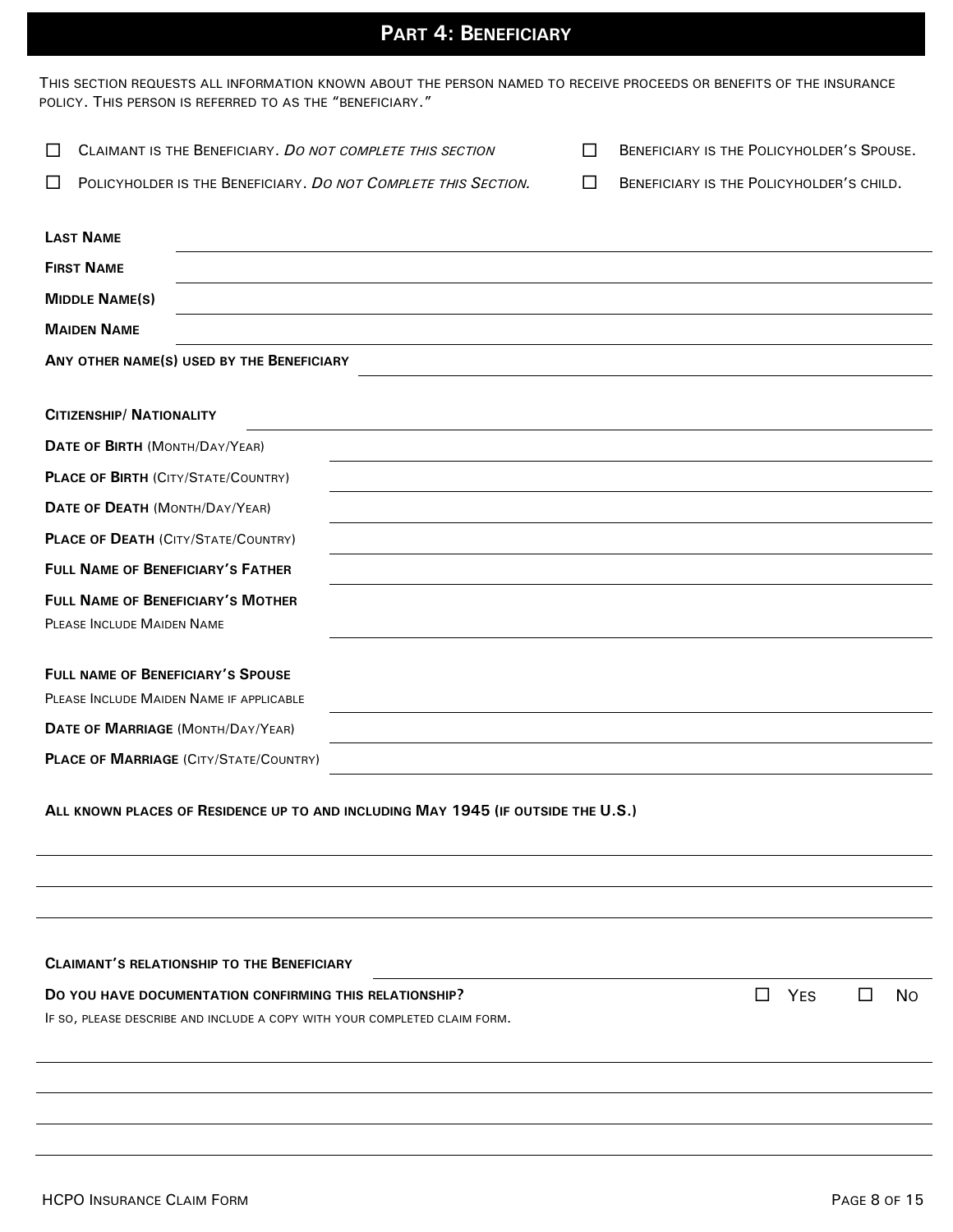# Part 4: Beneficiary

This section requests all information known about the person named to receive proceeds or benefits of the insurance policy. This person is referred to as the "beneficiary."

☐ Claimant is the Beneficiary. *Do not complete this section*

☐ Policyholder is the Beneficiary. *Do not Complete this Section.*

☐ Beneficiary is the Policyholder's Spouse.

☐ Beneficiary is the Policyholder's child.

**Last Name** ______________________________

**First Name** ______________________________

**Middle Name(s)** ______________________________

**Maiden Name** ______________________________

**Any other name(s) used by the Beneficiary** ______________________________

**Citizenship/ Nationality** ______________________________

**Date of Birth** (Month/Day/Year) ______________________________

**Place of Birth** (City/State/Country) ______________________________

**Date of Death** (Month/Day/Year) ______________________________

**Place of Death** (City/State/Country) ______________________________

**Full Name of Beneficiary's Father** ______________________________

**Full Name of Beneficiary's Mother**
Please Include Maiden Name ______________________________

**Full name of Beneficiary's Spouse**
Please Include Maiden Name if applicable ______________________________

**Date of Marriage** (Month/Day/Year) ______________________________

**Place of Marriage** (City/State/Country) ______________________________

**All known places of Residence up to and including May 1945 (if outside the U.S.)**

______________________________

______________________________

______________________________

**Claimant's relationship to the Beneficiary** ______________________________

**Do you have documentation confirming this relationship?** ☐ Yes ☐ No

If so, please describe and include a copy with your completed claim form.

______________________________

______________________________

______________________________

______________________________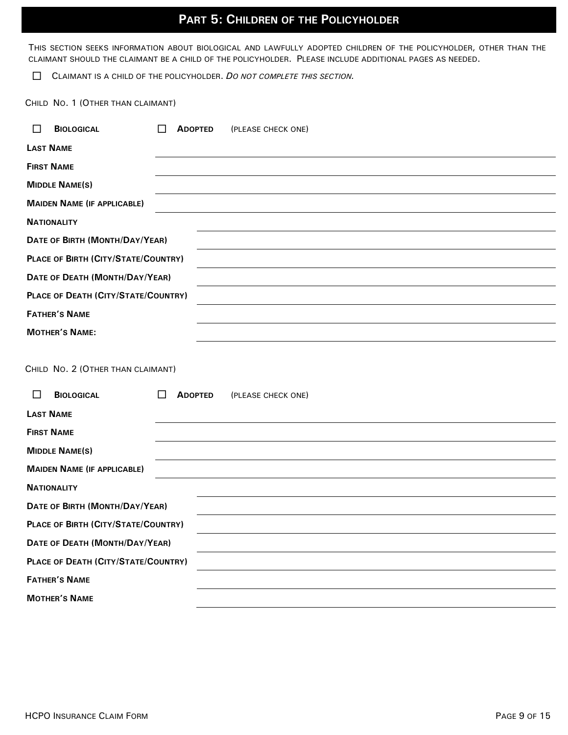## PART 5: CHILDREN OF THE POLICYHOLDER

THIS SECTION SEEKS INFORMATION ABOUT BIOLOGICAL AND LAWFULLY ADOPTED CHILDREN OF THE POLICYHOLDER, OTHER THAN THE CLAIMANT SHOULD THE CLAIMANT BE A CHILD OF THE POLICYHOLDER. PLEASE INCLUDE ADDITIONAL PAGES AS NEEDED.

☐ CLAIMANT IS A CHILD OF THE POLICYHOLDER. *DO NOT COMPLETE THIS SECTION.*

CHILD NO. 1 (OTHER THAN CLAIMANT)

☐ **BIOLOGICAL** ☐ **ADOPTED** (PLEASE CHECK ONE)

**LAST NAME** ____________________

**FIRST NAME** ____________________

**MIDDLE NAME(S)** ____________________

**MAIDEN NAME (IF APPLICABLE)** ____________________

**NATIONALITY** ____________________

**DATE OF BIRTH (MONTH/DAY/YEAR)** ____________________

**PLACE OF BIRTH (CITY/STATE/COUNTRY)** ____________________

**DATE OF DEATH (MONTH/DAY/YEAR)** ____________________

**PLACE OF DEATH (CITY/STATE/COUNTRY)** ____________________

**FATHER'S NAME** ____________________

**MOTHER'S NAME:** ____________________

CHILD NO. 2 (OTHER THAN CLAIMANT)

☐ **BIOLOGICAL** ☐ **ADOPTED** (PLEASE CHECK ONE)

**LAST NAME** ____________________

**FIRST NAME** ____________________

**MIDDLE NAME(S)** ____________________

**MAIDEN NAME (IF APPLICABLE)** ____________________

**NATIONALITY** ____________________

**DATE OF BIRTH (MONTH/DAY/YEAR)** ____________________

**PLACE OF BIRTH (CITY/STATE/COUNTRY)** ____________________

**DATE OF DEATH (MONTH/DAY/YEAR)** ____________________

**PLACE OF DEATH (CITY/STATE/COUNTRY)** ____________________

**FATHER'S NAME** ____________________

**MOTHER'S NAME** ____________________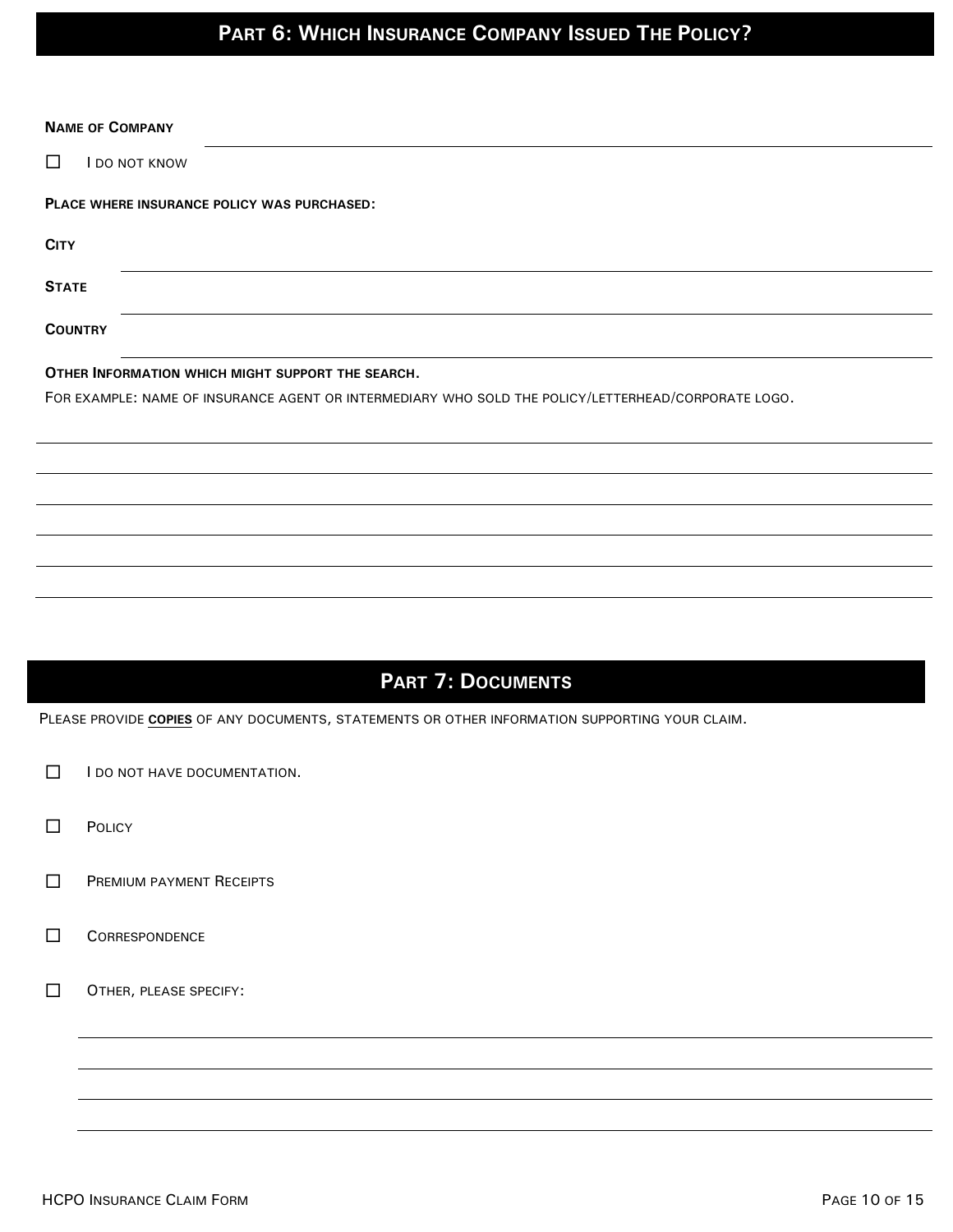## Part 6: Which Insurance Company Issued The Policy?

**Name of Company** \_\_\_\_\_\_\_\_\_\_\_\_\_\_\_\_\_\_\_\_\_\_\_\_\_\_\_\_\_\_\_\_\_\_\_\_\_\_\_\_

☐ I do not know

**Place where insurance policy was purchased:**

**City** \_\_\_\_\_\_\_\_\_\_\_\_\_\_\_\_\_\_\_\_\_\_\_\_\_\_\_\_\_\_\_\_\_\_\_\_\_\_\_\_

**State** \_\_\_\_\_\_\_\_\_\_\_\_\_\_\_\_\_\_\_\_\_\_\_\_\_\_\_\_\_\_\_\_\_\_\_\_\_\_\_\_

**Country** \_\_\_\_\_\_\_\_\_\_\_\_\_\_\_\_\_\_\_\_\_\_\_\_\_\_\_\_\_\_\_\_\_\_\_\_\_\_\_\_

**Other Information which might support the search.**

For example: name of insurance agent or intermediary who sold the policy/letterhead/corporate logo.

\_\_\_\_\_\_\_\_\_\_\_\_\_\_\_\_\_\_\_\_\_\_\_\_\_\_\_\_\_\_\_\_\_\_\_\_\_\_\_\_\_\_\_\_\_\_\_\_\_\_\_\_\_\_

\_\_\_\_\_\_\_\_\_\_\_\_\_\_\_\_\_\_\_\_\_\_\_\_\_\_\_\_\_\_\_\_\_\_\_\_\_\_\_\_\_\_\_\_\_\_\_\_\_\_\_\_\_\_

\_\_\_\_\_\_\_\_\_\_\_\_\_\_\_\_\_\_\_\_\_\_\_\_\_\_\_\_\_\_\_\_\_\_\_\_\_\_\_\_\_\_\_\_\_\_\_\_\_\_\_\_\_\_

\_\_\_\_\_\_\_\_\_\_\_\_\_\_\_\_\_\_\_\_\_\_\_\_\_\_\_\_\_\_\_\_\_\_\_\_\_\_\_\_\_\_\_\_\_\_\_\_\_\_\_\_\_\_

\_\_\_\_\_\_\_\_\_\_\_\_\_\_\_\_\_\_\_\_\_\_\_\_\_\_\_\_\_\_\_\_\_\_\_\_\_\_\_\_\_\_\_\_\_\_\_\_\_\_\_\_\_\_

## Part 7: Documents

Please provide **<u>copies</u>** of any documents, statements or other information supporting your claim.

☐ I do not have documentation.

☐ Policy

☐ Premium payment Receipts

☐ Correspondence

☐ Other, please specify:

\_\_\_\_\_\_\_\_\_\_\_\_\_\_\_\_\_\_\_\_\_\_\_\_\_\_\_\_\_\_\_\_\_\_\_\_\_\_\_\_\_\_\_\_\_\_\_\_\_\_\_\_\_\_

\_\_\_\_\_\_\_\_\_\_\_\_\_\_\_\_\_\_\_\_\_\_\_\_\_\_\_\_\_\_\_\_\_\_\_\_\_\_\_\_\_\_\_\_\_\_\_\_\_\_\_\_\_\_

\_\_\_\_\_\_\_\_\_\_\_\_\_\_\_\_\_\_\_\_\_\_\_\_\_\_\_\_\_\_\_\_\_\_\_\_\_\_\_\_\_\_\_\_\_\_\_\_\_\_\_\_\_\_

\_\_\_\_\_\_\_\_\_\_\_\_\_\_\_\_\_\_\_\_\_\_\_\_\_\_\_\_\_\_\_\_\_\_\_\_\_\_\_\_\_\_\_\_\_\_\_\_\_\_\_\_\_\_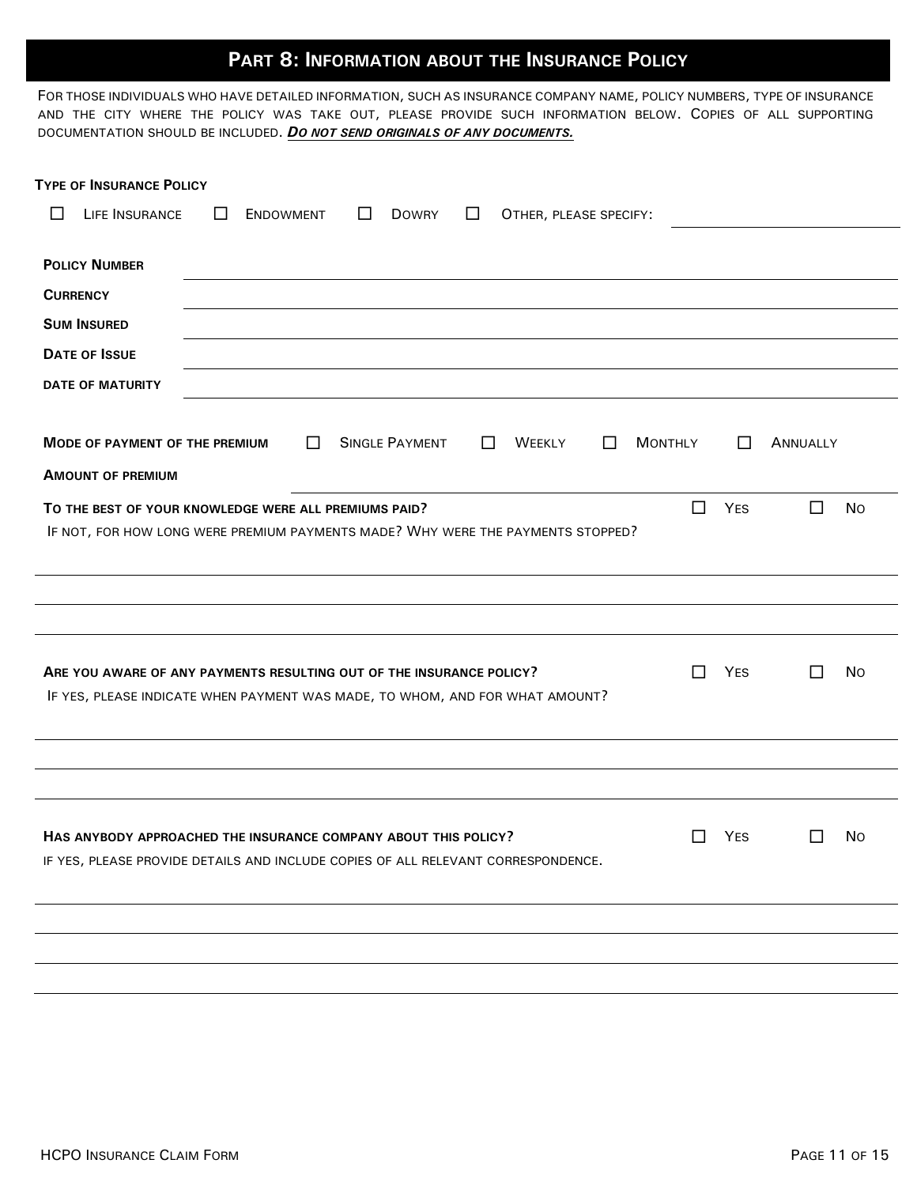## Part 8: Information about the Insurance Policy

For those individuals who have detailed information, such as insurance company name, policy numbers, type of insurance and the city where the policy was take out, please provide such information below. Copies of all supporting documentation should be included. ***Do not send originals of any documents.***

**Type of Insurance Policy**

☐ Life Insurance ☐ Endowment ☐ Dowry ☐ Other, please specify: ____________________

**Policy Number** ____________________

**Currency** ____________________

**Sum Insured** ____________________

**Date of Issue** ____________________

**Date of Maturity** ____________________

**Mode of payment of the premium** ☐ Single Payment ☐ Weekly ☐ Monthly ☐ Annually

**Amount of premium** ____________________

**To the best of your knowledge were all premiums paid?** ☐ Yes ☐ No

If not, for how long were premium payments made? Why were the payments stopped?

____________________

____________________

____________________

**Are you aware of any payments resulting out of the insurance policy?** ☐ Yes ☐ No

If yes, please indicate when payment was made, to whom, and for what amount?

____________________

____________________

____________________

**Has anybody approached the insurance company about this policy?** ☐ Yes ☐ No

If yes, please provide details and include copies of all relevant correspondence.

____________________

____________________

____________________

____________________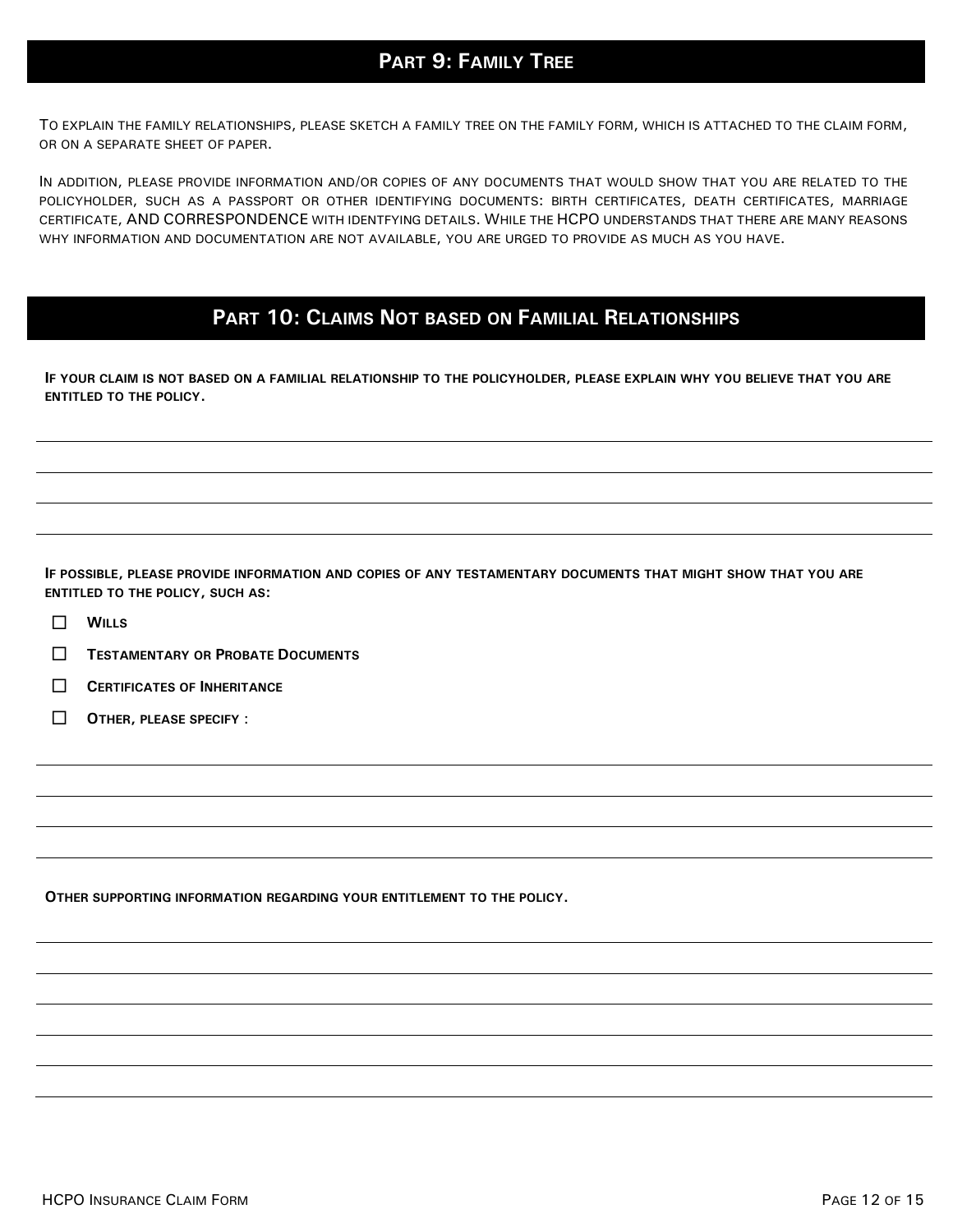## Part 9: Family Tree

To explain the family relationships, please sketch a family tree on the family form, which is attached to the claim form, or on a separate sheet of paper.

In addition, please provide information and/or copies of any documents that would show that you are related to the policyholder, such as a passport or other identifying documents: birth certificates, death certificates, marriage certificate, AND CORRESPONDENCE with identfying details. While the HCPO understands that there are many reasons why information and documentation are not available, you are urged to provide as much as you have.

## Part 10: Claims Not based on Familial Relationships

**If your claim is not based on a familial relationship to the policyholder, please explain why you believe that you are entitled to the policy.**

\_\_\_\_\_\_\_\_\_\_\_\_\_\_\_\_\_\_\_\_\_\_\_\_\_\_\_\_\_\_\_\_\_\_\_\_\_\_\_\_\_\_\_\_\_\_\_\_\_\_\_\_\_\_\_\_\_\_\_\_

\_\_\_\_\_\_\_\_\_\_\_\_\_\_\_\_\_\_\_\_\_\_\_\_\_\_\_\_\_\_\_\_\_\_\_\_\_\_\_\_\_\_\_\_\_\_\_\_\_\_\_\_\_\_\_\_\_\_\_\_

\_\_\_\_\_\_\_\_\_\_\_\_\_\_\_\_\_\_\_\_\_\_\_\_\_\_\_\_\_\_\_\_\_\_\_\_\_\_\_\_\_\_\_\_\_\_\_\_\_\_\_\_\_\_\_\_\_\_\_\_

\_\_\_\_\_\_\_\_\_\_\_\_\_\_\_\_\_\_\_\_\_\_\_\_\_\_\_\_\_\_\_\_\_\_\_\_\_\_\_\_\_\_\_\_\_\_\_\_\_\_\_\_\_\_\_\_\_\_\_\_

**If possible, please provide information and copies of any testamentary documents that might show that you are entitled to the policy, such as:**

- ☐ **Wills**
- ☐ **Testamentary or Probate Documents**
- ☐ **Certificates of Inheritance**
- ☐ **Other, please specify :**

\_\_\_\_\_\_\_\_\_\_\_\_\_\_\_\_\_\_\_\_\_\_\_\_\_\_\_\_\_\_\_\_\_\_\_\_\_\_\_\_\_\_\_\_\_\_\_\_\_\_\_\_\_\_\_\_\_\_\_\_

\_\_\_\_\_\_\_\_\_\_\_\_\_\_\_\_\_\_\_\_\_\_\_\_\_\_\_\_\_\_\_\_\_\_\_\_\_\_\_\_\_\_\_\_\_\_\_\_\_\_\_\_\_\_\_\_\_\_\_\_

\_\_\_\_\_\_\_\_\_\_\_\_\_\_\_\_\_\_\_\_\_\_\_\_\_\_\_\_\_\_\_\_\_\_\_\_\_\_\_\_\_\_\_\_\_\_\_\_\_\_\_\_\_\_\_\_\_\_\_\_

\_\_\_\_\_\_\_\_\_\_\_\_\_\_\_\_\_\_\_\_\_\_\_\_\_\_\_\_\_\_\_\_\_\_\_\_\_\_\_\_\_\_\_\_\_\_\_\_\_\_\_\_\_\_\_\_\_\_\_\_

**Other supporting information regarding your entitlement to the policy.**

\_\_\_\_\_\_\_\_\_\_\_\_\_\_\_\_\_\_\_\_\_\_\_\_\_\_\_\_\_\_\_\_\_\_\_\_\_\_\_\_\_\_\_\_\_\_\_\_\_\_\_\_\_\_\_\_\_\_\_\_

\_\_\_\_\_\_\_\_\_\_\_\_\_\_\_\_\_\_\_\_\_\_\_\_\_\_\_\_\_\_\_\_\_\_\_\_\_\_\_\_\_\_\_\_\_\_\_\_\_\_\_\_\_\_\_\_\_\_\_\_

\_\_\_\_\_\_\_\_\_\_\_\_\_\_\_\_\_\_\_\_\_\_\_\_\_\_\_\_\_\_\_\_\_\_\_\_\_\_\_\_\_\_\_\_\_\_\_\_\_\_\_\_\_\_\_\_\_\_\_\_

\_\_\_\_\_\_\_\_\_\_\_\_\_\_\_\_\_\_\_\_\_\_\_\_\_\_\_\_\_\_\_\_\_\_\_\_\_\_\_\_\_\_\_\_\_\_\_\_\_\_\_\_\_\_\_\_\_\_\_\_

\_\_\_\_\_\_\_\_\_\_\_\_\_\_\_\_\_\_\_\_\_\_\_\_\_\_\_\_\_\_\_\_\_\_\_\_\_\_\_\_\_\_\_\_\_\_\_\_\_\_\_\_\_\_\_\_\_\_\_\_

\_\_\_\_\_\_\_\_\_\_\_\_\_\_\_\_\_\_\_\_\_\_\_\_\_\_\_\_\_\_\_\_\_\_\_\_\_\_\_\_\_\_\_\_\_\_\_\_\_\_\_\_\_\_\_\_\_\_\_\_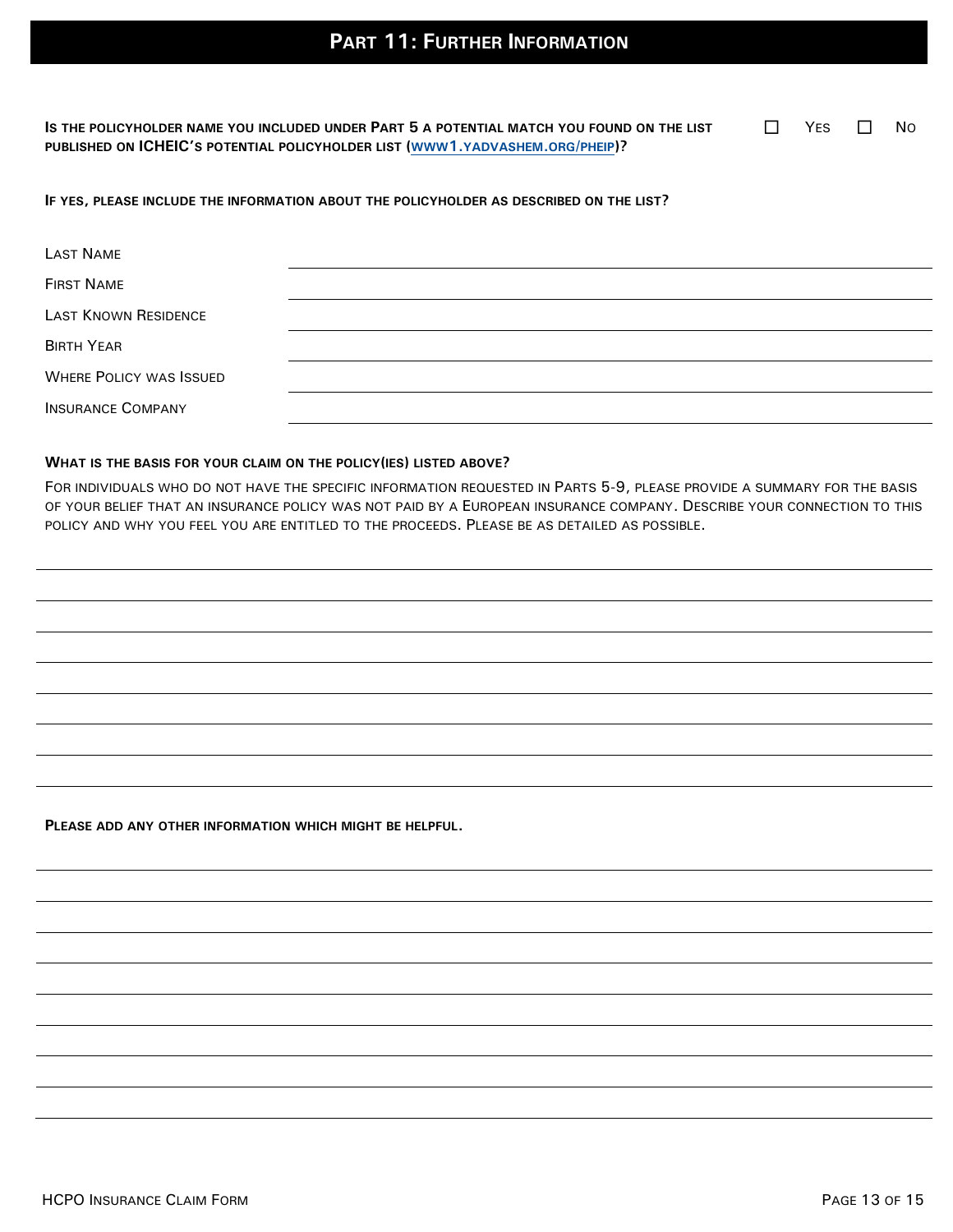# PART 11: FURTHER INFORMATION

**IS THE POLICYHOLDER NAME YOU INCLUDED UNDER PART 5 A POTENTIAL MATCH YOU FOUND ON THE LIST PUBLISHED ON ICHEIC'S POTENTIAL POLICYHOLDER LIST (WWW1.YADVASHEM.ORG/PHEIP)?** ☐ YES ☐ NO

**IF YES, PLEASE INCLUDE THE INFORMATION ABOUT THE POLICYHOLDER AS DESCRIBED ON THE LIST?**

LAST NAME ______________________________

FIRST NAME ______________________________

LAST KNOWN RESIDENCE ______________________________

BIRTH YEAR ______________________________

WHERE POLICY WAS ISSUED ______________________________

INSURANCE COMPANY ______________________________

**WHAT IS THE BASIS FOR YOUR CLAIM ON THE POLICY(IES) LISTED ABOVE?**

FOR INDIVIDUALS WHO DO NOT HAVE THE SPECIFIC INFORMATION REQUESTED IN PARTS 5-9, PLEASE PROVIDE A SUMMARY FOR THE BASIS OF YOUR BELIEF THAT AN INSURANCE POLICY WAS NOT PAID BY A EUROPEAN INSURANCE COMPANY. DESCRIBE YOUR CONNECTION TO THIS POLICY AND WHY YOU FEEL YOU ARE ENTITLED TO THE PROCEEDS. PLEASE BE AS DETAILED AS POSSIBLE.

______________________________

______________________________

______________________________

______________________________

______________________________

______________________________

______________________________

**PLEASE ADD ANY OTHER INFORMATION WHICH MIGHT BE HELPFUL.**

______________________________

______________________________

______________________________

______________________________

______________________________

______________________________

______________________________

______________________________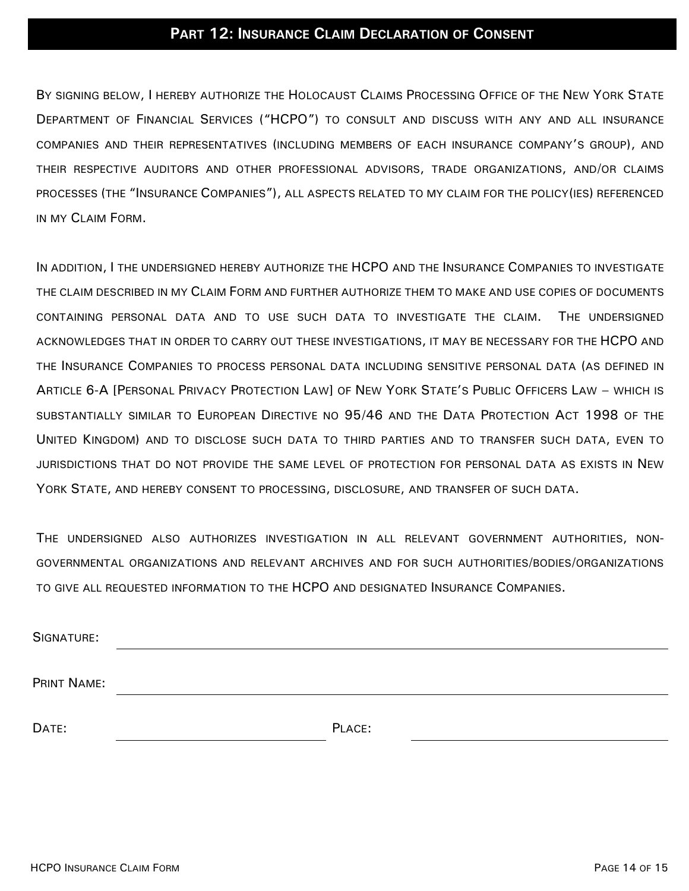## Part 12: Insurance Claim Declaration of Consent

By signing below, I hereby authorize the Holocaust Claims Processing Office of the New York State Department of Financial Services ("HCPO") to consult and discuss with any and all insurance companies and their representatives (including members of each insurance company's group), and their respective auditors and other professional advisors, trade organizations, and/or claims processes (the "Insurance Companies"), all aspects related to my claim for the policy(ies) referenced in my Claim Form.

In addition, I the undersigned hereby authorize the HCPO and the Insurance Companies to investigate the claim described in my Claim Form and further authorize them to make and use copies of documents containing personal data and to use such data to investigate the claim. The undersigned acknowledges that in order to carry out these investigations, it may be necessary for the HCPO and the Insurance Companies to process personal data including sensitive personal data (as defined in Article 6-A [Personal Privacy Protection Law] of New York State's Public Officers Law – which is substantially similar to European Directive no 95/46 and the Data Protection Act 1998 of the United Kingdom) and to disclose such data to third parties and to transfer such data, even to jurisdictions that do not provide the same level of protection for personal data as exists in New York State, and hereby consent to processing, disclosure, and transfer of such data.

The undersigned also authorizes investigation in all relevant government authorities, non-governmental organizations and relevant archives and for such authorities/bodies/organizations to give all requested information to the HCPO and designated Insurance Companies.

Signature: \_\_\_\_\_\_\_\_\_\_\_\_\_\_\_\_\_\_\_\_\_\_\_\_\_\_\_\_\_\_\_\_\_\_\_\_\_\_\_\_

Print Name: \_\_\_\_\_\_\_\_\_\_\_\_\_\_\_\_\_\_\_\_\_\_\_\_\_\_\_\_\_\_\_\_\_\_\_\_\_\_\_\_

Date: \_\_\_\_\_\_\_\_\_\_\_\_\_\_\_\_\_\_\_\_ Place: \_\_\_\_\_\_\_\_\_\_\_\_\_\_\_\_\_\_\_\_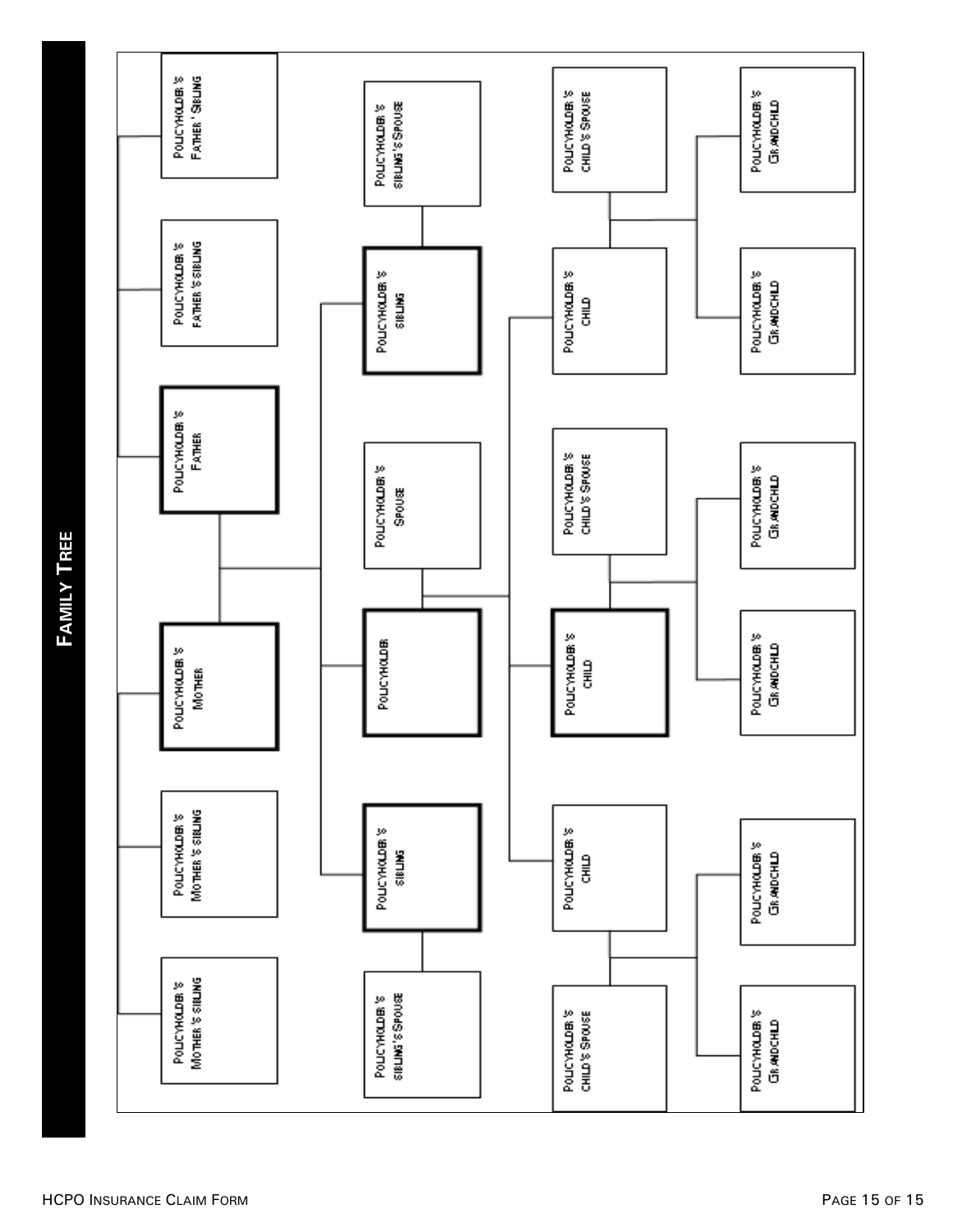# FAMILY TREE

Policyholder's Mother's sibling

Policyholder's Mother's sibling

Policyholder's Mother

Policyholder's Father

Policyholder's Father's sibling

Policyholder's Father' Sibling

Policyholder's sibling's Spouse

Policyholder's sibling

Policyholder

Policyholder's Spouse

Policyholder's sibling

Policyholder's sibling's Spouse

Policyholder's child's Spouse

Policyholder's child

Policyholder's child

Policyholder's child's Spouse

Policyholder's child

Policyholder's child's Spouse

Policyholder's Grandchild

Policyholder's Grandchild

Policyholder's Grandchild

Policyholder's Grandchild

Policyholder's Grandchild

Policyholder's Grandchild